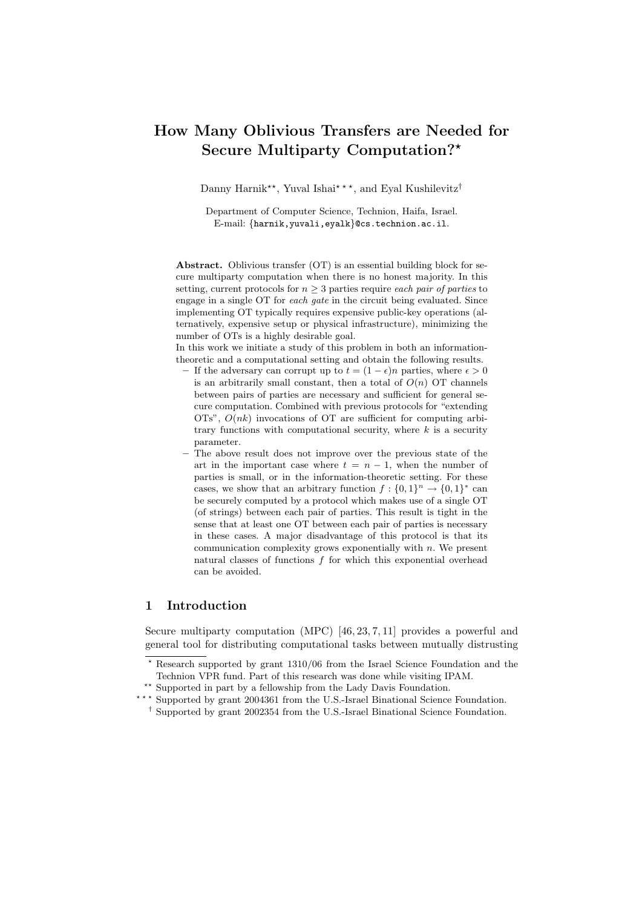# How Many Oblivious Transfers are Needed for Secure Multiparty Computation?[⋆]

Danny Harnik[⋆⋆], Yuval Ishai[⋆⋆⋆], and Eyal Kushilevitz[†]

Department of Computer Science, Technion, Haifa, Israel.
E-mail: {harnik,yuvali,eyalk}@cs.technion.ac.il.

**Abstract.** Oblivious transfer (OT) is an essential building block for secure multiparty computation when there is no honest majority. In this setting, current protocols for $n \geq 3$ parties require *each pair of parties* to engage in a single OT for *each gate* in the circuit being evaluated. Since implementing OT typically requires expensive public-key operations (alternatively, expensive setup or physical infrastructure), minimizing the number of OTs is a highly desirable goal.

In this work we initiate a study of this problem in both an information-theoretic and a computational setting and obtain the following results.

- If the adversary can corrupt up to $t = (1-\epsilon)n$ parties, where $\epsilon > 0$ is an arbitrarily small constant, then a total of $O(n)$ OT channels between pairs of parties are necessary and sufficient for general secure computation. Combined with previous protocols for "extending OTs", $O(nk)$ invocations of OT are sufficient for computing arbitrary functions with computational security, where $k$ is a security parameter.
- The above result does not improve over the previous state of the art in the important case where $t = n-1$, when the number of parties is small, or in the information-theoretic setting. For these cases, we show that an arbitrary function $f : \{0,1\}^n \to \{0,1\}^*$ can be securely computed by a protocol which makes use of a single OT (of strings) between each pair of parties. This result is tight in the sense that at least one OT between each pair of parties is necessary in these cases. A major disadvantage of this protocol is that its communication complexity grows exponentially with $n$. We present natural classes of functions $f$ for which this exponential overhead can be avoided.

## 1 Introduction

Secure multiparty computation (MPC) [46, 23, 7, 11] provides a powerful and general tool for distributing computational tasks between mutually distrusting

---

[⋆] Research supported by grant 1310/06 from the Israel Science Foundation and the Technion VPR fund. Part of this research was done while visiting IPAM.

[⋆⋆] Supported in part by a fellowship from the Lady Davis Foundation.

[⋆⋆⋆] Supported by grant 2004361 from the U.S.-Israel Binational Science Foundation.

[†] Supported by grant 2002354 from the U.S.-Israel Binational Science Foundation.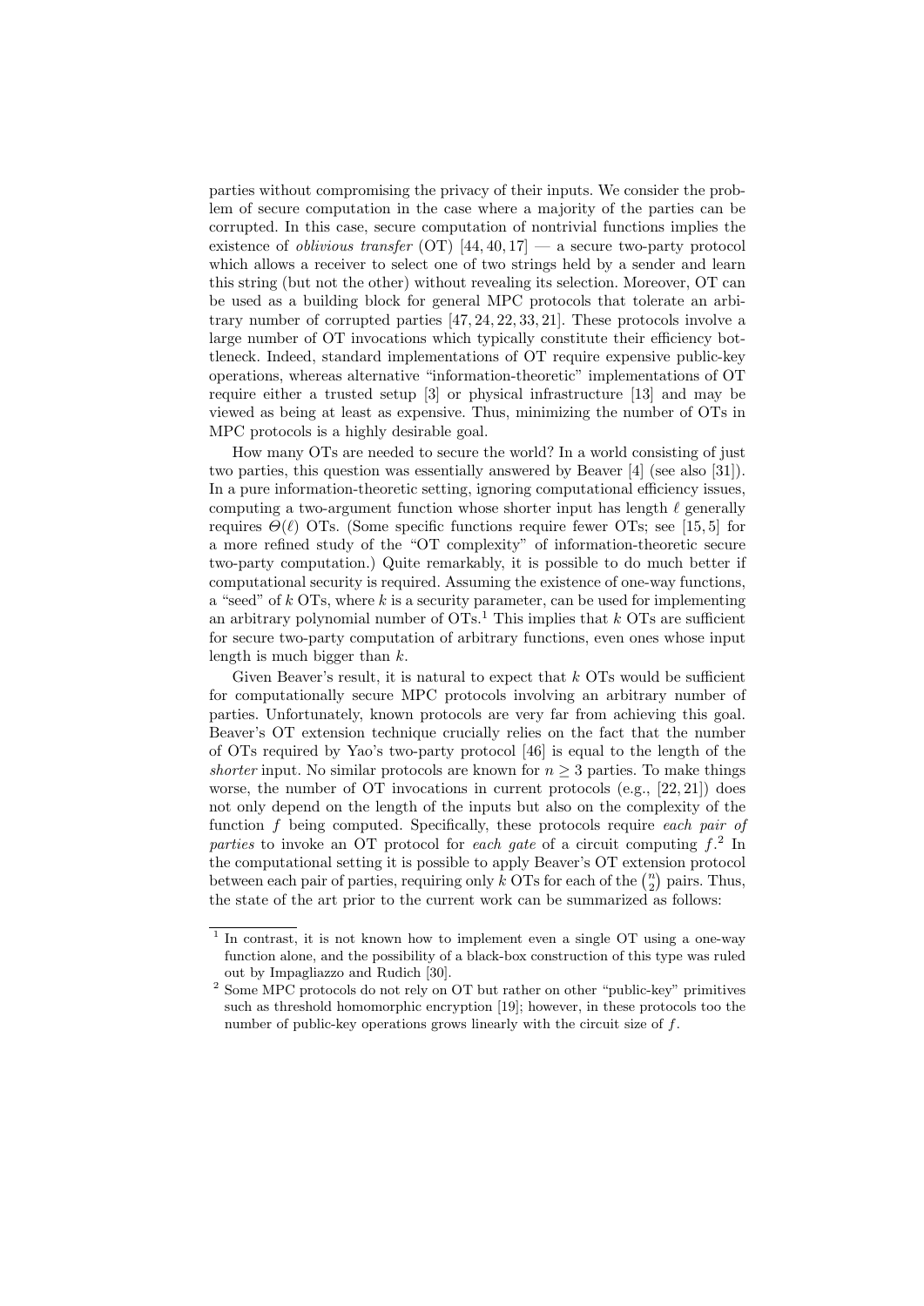parties without compromising the privacy of their inputs. We consider the problem of secure computation in the case where a majority of the parties can be corrupted. In this case, secure computation of nontrivial functions implies the existence of *oblivious transfer* (OT) [44, 40, 17] — a secure two-party protocol which allows a receiver to select one of two strings held by a sender and learn this string (but not the other) without revealing its selection. Moreover, OT can be used as a building block for general MPC protocols that tolerate an arbitrary number of corrupted parties [47, 24, 22, 33, 21]. These protocols involve a large number of OT invocations which typically constitute their efficiency bottleneck. Indeed, standard implementations of OT require expensive public-key operations, whereas alternative "information-theoretic" implementations of OT require either a trusted setup [3] or physical infrastructure [13] and may be viewed as being at least as expensive. Thus, minimizing the number of OTs in MPC protocols is a highly desirable goal.

How many OTs are needed to secure the world? In a world consisting of just two parties, this question was essentially answered by Beaver [4] (see also [31]). In a pure information-theoretic setting, ignoring computational efficiency issues, computing a two-argument function whose shorter input has length $\ell$ generally requires $\Theta(\ell)$ OTs. (Some specific functions require fewer OTs; see [15, 5] for a more refined study of the "OT complexity" of information-theoretic secure two-party computation.) Quite remarkably, it is possible to do much better if computational security is required. Assuming the existence of one-way functions, a "seed" of $k$ OTs, where $k$ is a security parameter, can be used for implementing an arbitrary polynomial number of OTs.[1] This implies that $k$ OTs are sufficient for secure two-party computation of arbitrary functions, even ones whose input length is much bigger than $k$.

Given Beaver's result, it is natural to expect that $k$ OTs would be sufficient for computationally secure MPC protocols involving an arbitrary number of parties. Unfortunately, known protocols are very far from achieving this goal. Beaver's OT extension technique crucially relies on the fact that the number of OTs required by Yao's two-party protocol [46] is equal to the length of the *shorter* input. No similar protocols are known for $n \geq 3$ parties. To make things worse, the number of OT invocations in current protocols (e.g., [22, 21]) does not only depend on the length of the inputs but also on the complexity of the function $f$ being computed. Specifically, these protocols require *each pair of parties* to invoke an OT protocol for *each gate* of a circuit computing $f$.[2] In the computational setting it is possible to apply Beaver's OT extension protocol between each pair of parties, requiring only $k$ OTs for each of the $\binom{n}{2}$ pairs. Thus, the state of the art prior to the current work can be summarized as follows:

[1] In contrast, it is not known how to implement even a single OT using a one-way function alone, and the possibility of a black-box construction of this type was ruled out by Impagliazzo and Rudich [30].

[2] Some MPC protocols do not rely on OT but rather on other "public-key" primitives such as threshold homomorphic encryption [19]; however, in these protocols too the number of public-key operations grows linearly with the circuit size of $f$.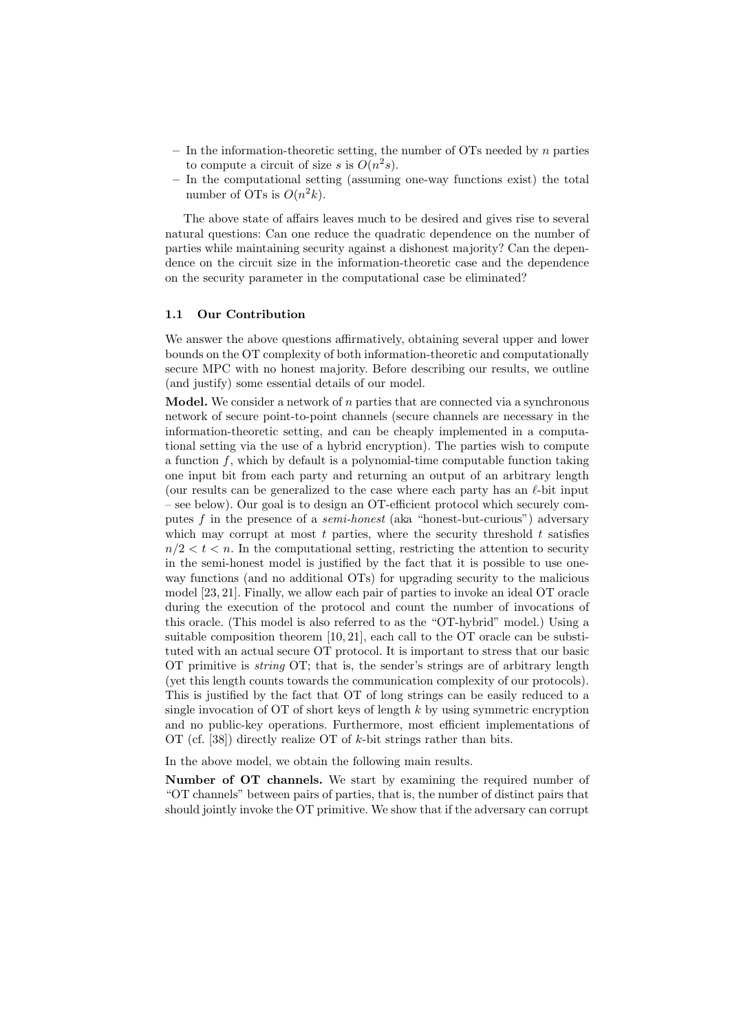- In the information-theoretic setting, the number of OTs needed by $n$ parties to compute a circuit of size $s$ is $O(n^2 s)$.
- In the computational setting (assuming one-way functions exist) the total number of OTs is $O(n^2 k)$.

The above state of affairs leaves much to be desired and gives rise to several natural questions: Can one reduce the quadratic dependence on the number of parties while maintaining security against a dishonest majority? Can the dependence on the circuit size in the information-theoretic case and the dependence on the security parameter in the computational case be eliminated?

### 1.1 Our Contribution

We answer the above questions affirmatively, obtaining several upper and lower bounds on the OT complexity of both information-theoretic and computationally secure MPC with no honest majority. Before describing our results, we outline (and justify) some essential details of our model.

**Model.** We consider a network of $n$ parties that are connected via a synchronous network of secure point-to-point channels (secure channels are necessary in the information-theoretic setting, and can be cheaply implemented in a computational setting via the use of a hybrid encryption). The parties wish to compute a function $f$, which by default is a polynomial-time computable function taking one input bit from each party and returning an output of an arbitrary length (our results can be generalized to the case where each party has an $\ell$-bit input – see below). Our goal is to design an OT-efficient protocol which securely computes $f$ in the presence of a *semi-honest* (aka "honest-but-curious") adversary which may corrupt at most $t$ parties, where the security threshold $t$ satisfies $n/2 < t < n$. In the computational setting, restricting the attention to security in the semi-honest model is justified by the fact that it is possible to use one-way functions (and no additional OTs) for upgrading security to the malicious model [23, 21]. Finally, we allow each pair of parties to invoke an ideal OT oracle during the execution of the protocol and count the number of invocations of this oracle. (This model is also referred to as the "OT-hybrid" model.) Using a suitable composition theorem [10, 21], each call to the OT oracle can be substituted with an actual secure OT protocol. It is important to stress that our basic OT primitive is *string* OT; that is, the sender's strings are of arbitrary length (yet this length counts towards the communication complexity of our protocols). This is justified by the fact that OT of long strings can be easily reduced to a single invocation of OT of short keys of length $k$ by using symmetric encryption and no public-key operations. Furthermore, most efficient implementations of OT (cf. [38]) directly realize OT of $k$-bit strings rather than bits.

In the above model, we obtain the following main results.

**Number of OT channels.** We start by examining the required number of "OT channels" between pairs of parties, that is, the number of distinct pairs that should jointly invoke the OT primitive. We show that if the adversary can corrupt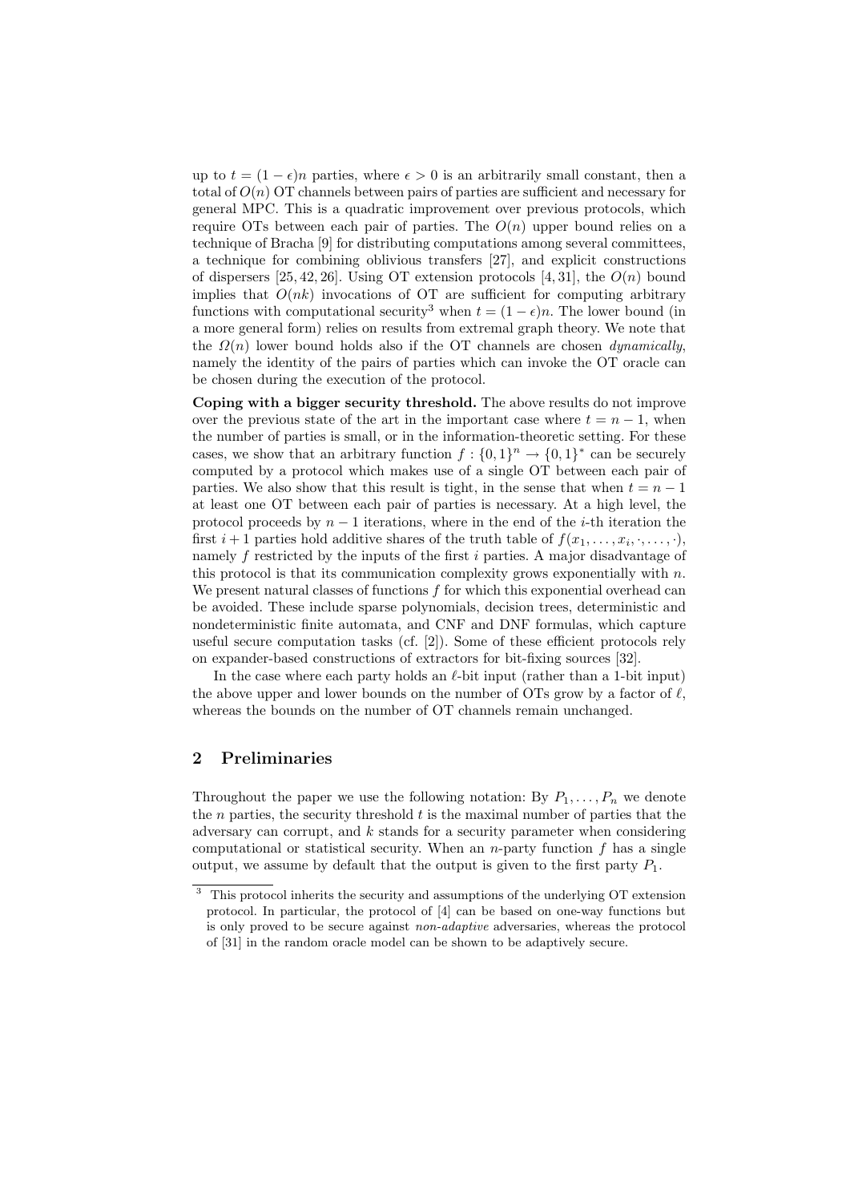up to $t = (1-\epsilon)n$ parties, where $\epsilon > 0$ is an arbitrarily small constant, then a total of $O(n)$ OT channels between pairs of parties are sufficient and necessary for general MPC. This is a quadratic improvement over previous protocols, which require OTs between each pair of parties. The $O(n)$ upper bound relies on a technique of Bracha [9] for distributing computations among several committees, a technique for combining oblivious transfers [27], and explicit constructions of dispersers [25, 42, 26]. Using OT extension protocols [4, 31], the $O(n)$ bound implies that $O(nk)$ invocations of OT are sufficient for computing arbitrary functions with computational security[3] when $t = (1-\epsilon)n$. The lower bound (in a more general form) relies on results from extremal graph theory. We note that the $\Omega(n)$ lower bound holds also if the OT channels are chosen *dynamically*, namely the identity of the pairs of parties which can invoke the OT oracle can be chosen during the execution of the protocol.

**Coping with a bigger security threshold.** The above results do not improve over the previous state of the art in the important case where $t = n-1$, when the number of parties is small, or in the information-theoretic setting. For these cases, we show that an arbitrary function $f : \{0,1\}^n \rightarrow \{0,1\}^*$ can be securely computed by a protocol which makes use of a single OT between each pair of parties. We also show that this result is tight, in the sense that when $t = n-1$ at least one OT between each pair of parties is necessary. At a high level, the protocol proceeds by $n-1$ iterations, where in the end of the $i$-th iteration the first $i+1$ parties hold additive shares of the truth table of $f(x_1, \ldots, x_i, \cdot, \ldots, \cdot)$, namely $f$ restricted by the inputs of the first $i$ parties. A major disadvantage of this protocol is that its communication complexity grows exponentially with $n$. We present natural classes of functions $f$ for which this exponential overhead can be avoided. These include sparse polynomials, decision trees, deterministic and nondeterministic finite automata, and CNF and DNF formulas, which capture useful secure computation tasks (cf. [2]). Some of these efficient protocols rely on expander-based constructions of extractors for bit-fixing sources [32].

In the case where each party holds an $\ell$-bit input (rather than a 1-bit input) the above upper and lower bounds on the number of OTs grow by a factor of $\ell$, whereas the bounds on the number of OT channels remain unchanged.

## 2 Preliminaries

Throughout the paper we use the following notation: By $P_1, \ldots, P_n$ we denote the $n$ parties, the security threshold $t$ is the maximal number of parties that the adversary can corrupt, and $k$ stands for a security parameter when considering computational or statistical security. When an $n$-party function $f$ has a single output, we assume by default that the output is given to the first party $P_1$.

[3] This protocol inherits the security and assumptions of the underlying OT extension protocol. In particular, the protocol of [4] can be based on one-way functions but is only proved to be secure against *non-adaptive* adversaries, whereas the protocol of [31] in the random oracle model can be shown to be adaptively secure.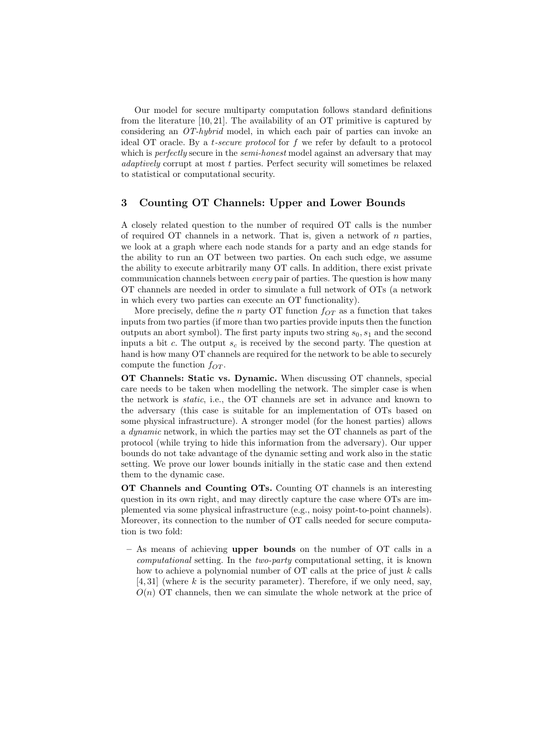Our model for secure multiparty computation follows standard definitions from the literature [10, 21]. The availability of an OT primitive is captured by considering an *OT-hybrid* model, in which each pair of parties can invoke an ideal OT oracle. By a *t-secure protocol* for $f$ we refer by default to a protocol which is *perfectly* secure in the *semi-honest* model against an adversary that may *adaptively* corrupt at most $t$ parties. Perfect security will sometimes be relaxed to statistical or computational security.

## 3 Counting OT Channels: Upper and Lower Bounds

A closely related question to the number of required OT calls is the number of required OT channels in a network. That is, given a network of $n$ parties, we look at a graph where each node stands for a party and an edge stands for the ability to run an OT between two parties. On each such edge, we assume the ability to execute arbitrarily many OT calls. In addition, there exist private communication channels between *every* pair of parties. The question is how many OT channels are needed in order to simulate a full network of OTs (a network in which every two parties can execute an OT functionality).

More precisely, define the $n$ party OT function $f_{OT}$ as a function that takes inputs from two parties (if more than two parties provide inputs then the function outputs an abort symbol). The first party inputs two string $s_0, s_1$ and the second inputs a bit $c$. The output $s_c$ is received by the second party. The question at hand is how many OT channels are required for the network to be able to securely compute the function $f_{OT}$.

**OT Channels: Static vs. Dynamic.** When discussing OT channels, special care needs to be taken when modelling the network. The simpler case is when the network is *static*, i.e., the OT channels are set in advance and known to the adversary (this case is suitable for an implementation of OTs based on some physical infrastructure). A stronger model (for the honest parties) allows a *dynamic* network, in which the parties may set the OT channels as part of the protocol (while trying to hide this information from the adversary). Our upper bounds do not take advantage of the dynamic setting and work also in the static setting. We prove our lower bounds initially in the static case and then extend them to the dynamic case.

**OT Channels and Counting OTs.** Counting OT channels is an interesting question in its own right, and may directly capture the case where OTs are implemented via some physical infrastructure (e.g., noisy point-to-point channels). Moreover, its connection to the number of OT calls needed for secure computation is two fold:

- As means of achieving **upper bounds** on the number of OT calls in a *computational* setting. In the *two-party* computational setting, it is known how to achieve a polynomial number of OT calls at the price of just $k$ calls [4, 31] (where $k$ is the security parameter). Therefore, if we only need, say, $O(n)$ OT channels, then we can simulate the whole network at the price of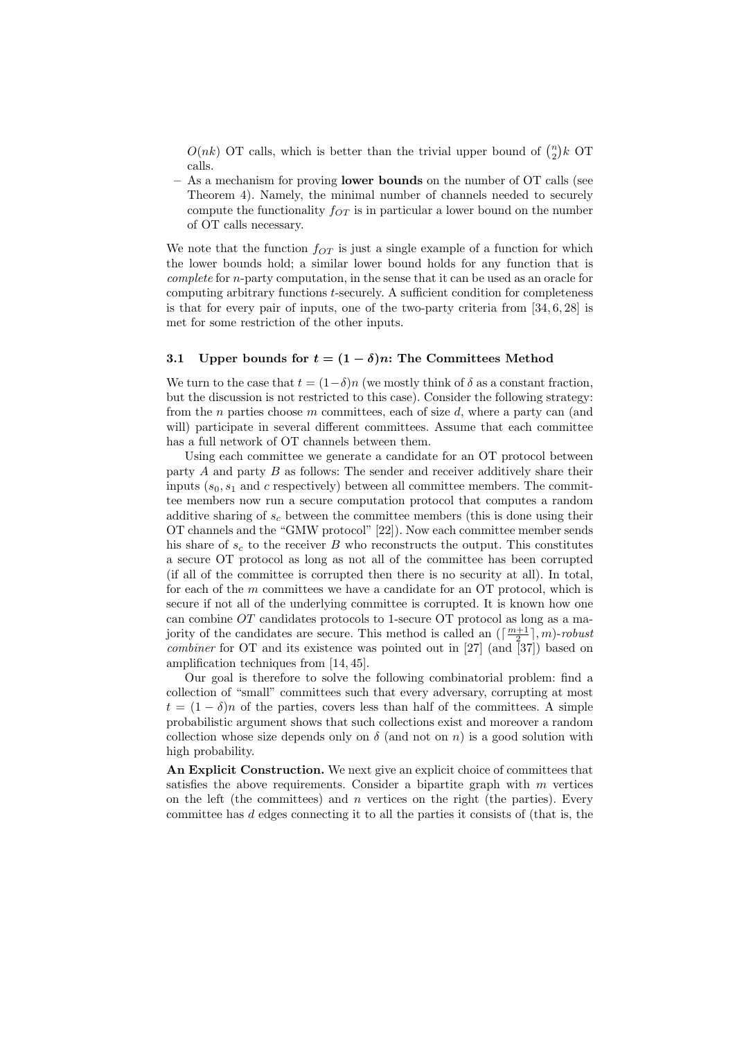$O(nk)$ OT calls, which is better than the trivial upper bound of $\binom{n}{2}k$ OT calls.
 - As a mechanism for proving **lower bounds** on the number of OT calls (see Theorem 4). Namely, the minimal number of channels needed to securely compute the functionality $f_{OT}$ is in particular a lower bound on the number of OT calls necessary.

We note that the function $f_{OT}$ is just a single example of a function for which the lower bounds hold; a similar lower bound holds for any function that is *complete* for $n$-party computation, in the sense that it can be used as an oracle for computing arbitrary functions $t$-securely. A sufficient condition for completeness is that for every pair of inputs, one of the two-party criteria from [34, 6, 28] is met for some restriction of the other inputs.

### 3.1 Upper bounds for $t = (1 - \delta)n$: The Committees Method

We turn to the case that $t = (1-\delta)n$ (we mostly think of $\delta$ as a constant fraction, but the discussion is not restricted to this case). Consider the following strategy: from the $n$ parties choose $m$ committees, each of size $d$, where a party can (and will) participate in several different committees. Assume that each committee has a full network of OT channels between them.

Using each committee we generate a candidate for an OT protocol between party $A$ and party $B$ as follows: The sender and receiver additively share their inputs ($s_0, s_1$ and $c$ respectively) between all committee members. The committee members now run a secure computation protocol that computes a random additive sharing of $s_c$ between the committee members (this is done using their OT channels and the "GMW protocol" [22]). Now each committee member sends his share of $s_c$ to the receiver $B$ who reconstructs the output. This constitutes a secure OT protocol as long as not all of the committee has been corrupted (if all of the committee is corrupted then there is no security at all). In total, for each of the $m$ committees we have a candidate for an OT protocol, which is secure if not all of the underlying committee is corrupted. It is known how one can combine *OT* candidates protocols to 1-secure OT protocol as long as a majority of the candidates are secure. This method is called an $(\lceil \frac{m+1}{2} \rceil, m)$-*robust combiner* for OT and its existence was pointed out in [27] (and [37]) based on amplification techniques from [14, 45].

Our goal is therefore to solve the following combinatorial problem: find a collection of "small" committees such that every adversary, corrupting at most $t = (1 - \delta)n$ of the parties, covers less than half of the committees. A simple probabilistic argument shows that such collections exist and moreover a random collection whose size depends only on $\delta$ (and not on $n$) is a good solution with high probability.

**An Explicit Construction.** We next give an explicit choice of committees that satisfies the above requirements. Consider a bipartite graph with $m$ vertices on the left (the committees) and $n$ vertices on the right (the parties). Every committee has $d$ edges connecting it to all the parties it consists of (that is, the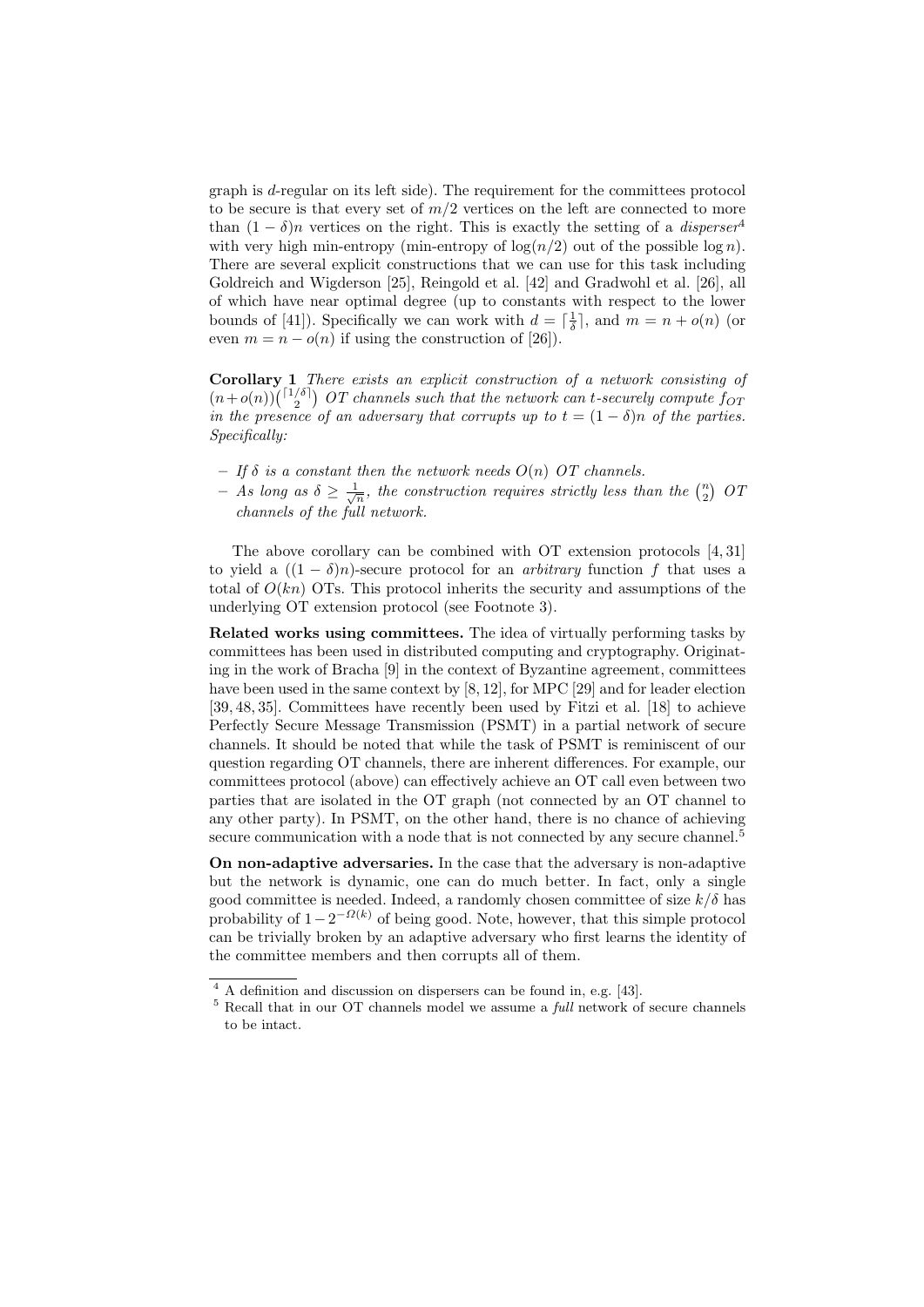graph is $d$-regular on its left side). The requirement for the committees protocol to be secure is that every set of $m/2$ vertices on the left are connected to more than $(1-\delta)n$ vertices on the right. This is exactly the setting of a *disperser*[4] with very high min-entropy (min-entropy of $\log(n/2)$ out of the possible $\log n$). There are several explicit constructions that we can use for this task including Goldreich and Wigderson [25], Reingold et al. [42] and Gradwohl et al. [26], all of which have near optimal degree (up to constants with respect to the lower bounds of [41]). Specifically we can work with $d = \lceil \frac{1}{\delta} \rceil$, and $m = n + o(n)$ (or even $m = n - o(n)$ if using the construction of [26]).

**Corollary 1** *There exists an explicit construction of a network consisting of $(n+o(n))\binom{\lceil 1/\delta \rceil}{2}$ OT channels such that the network can t-securely compute $f_{OT}$ in the presence of an adversary that corrupts up to $t = (1-\delta)n$ of the parties. Specifically:*

- *If $\delta$ is a constant then the network needs $O(n)$ OT channels.*
- *As long as $\delta \geq \frac{1}{\sqrt{n}}$, the construction requires strictly less than the $\binom{n}{2}$ OT channels of the full network.*

The above corollary can be combined with OT extension protocols [4, 31] to yield a $((1-\delta)n)$-secure protocol for an *arbitrary* function $f$ that uses a total of $O(kn)$ OTs. This protocol inherits the security and assumptions of the underlying OT extension protocol (see Footnote 3).

**Related works using committees.** The idea of virtually performing tasks by committees has been used in distributed computing and cryptography. Originating in the work of Bracha [9] in the context of Byzantine agreement, committees have been used in the same context by [8, 12], for MPC [29] and for leader election [39, 48, 35]. Committees have recently been used by Fitzi et al. [18] to achieve Perfectly Secure Message Transmission (PSMT) in a partial network of secure channels. It should be noted that while the task of PSMT is reminiscent of our question regarding OT channels, there are inherent differences. For example, our committees protocol (above) can effectively achieve an OT call even between two parties that are isolated in the OT graph (not connected by an OT channel to any other party). In PSMT, on the other hand, there is no chance of achieving secure communication with a node that is not connected by any secure channel.[5]

**On non-adaptive adversaries.** In the case that the adversary is non-adaptive but the network is dynamic, one can do much better. In fact, only a single good committee is needed. Indeed, a randomly chosen committee of size $k/\delta$ has probability of $1 - 2^{-\Omega(k)}$ of being good. Note, however, that this simple protocol can be trivially broken by an adaptive adversary who first learns the identity of the committee members and then corrupts all of them.

[4] A definition and discussion on dispersers can be found in, e.g. [43].

[5] Recall that in our OT channels model we assume a *full* network of secure channels to be intact.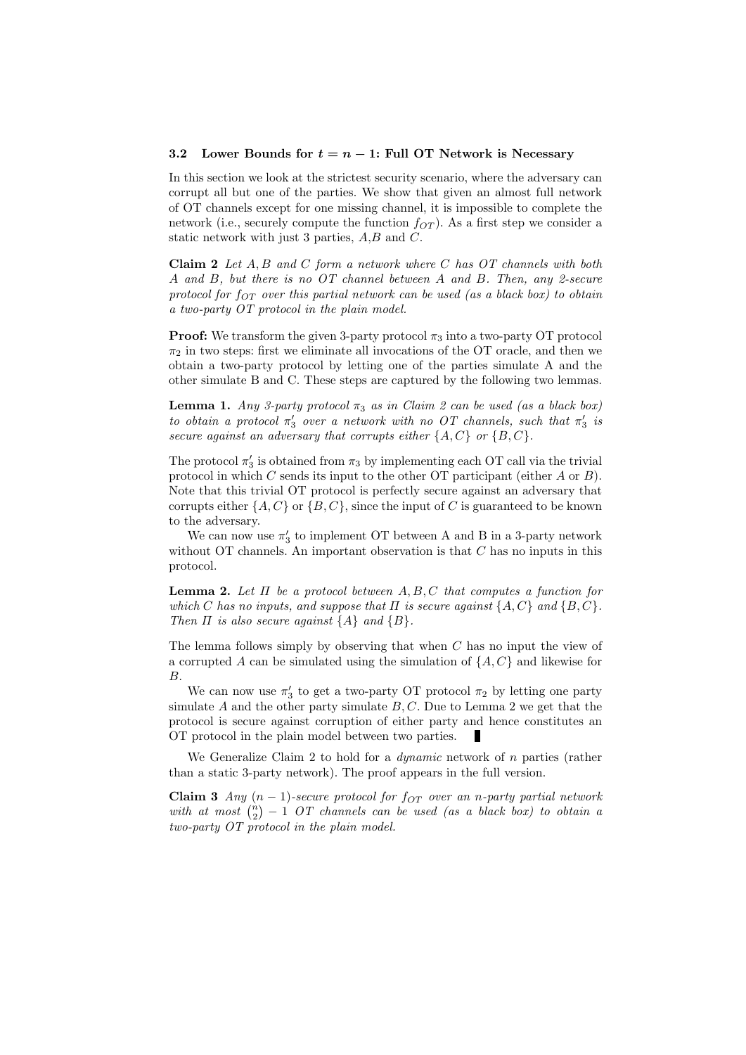### 3.2 Lower Bounds for $t = n - 1$: Full OT Network is Necessary

In this section we look at the strictest security scenario, where the adversary can corrupt all but one of the parties. We show that given an almost full network of OT channels except for one missing channel, it is impossible to complete the network (i.e., securely compute the function $f_{OT}$). As a first step we consider a static network with just 3 parties, $A$,$B$ and $C$.

**Claim 2** *Let $A, B$ and $C$ form a network where $C$ has OT channels with both $A$ and $B$, but there is no OT channel between $A$ and $B$. Then, any 2-secure protocol for $f_{OT}$ over this partial network can be used (as a black box) to obtain a two-party OT protocol in the plain model.*

**Proof:** We transform the given 3-party protocol $\pi_3$ into a two-party OT protocol $\pi_2$ in two steps: first we eliminate all invocations of the OT oracle, and then we obtain a two-party protocol by letting one of the parties simulate A and the other simulate B and C. These steps are captured by the following two lemmas.

**Lemma 1.** *Any 3-party protocol $\pi_3$ as in Claim 2 can be used (as a black box) to obtain a protocol $\pi'_3$ over a network with no OT channels, such that $\pi'_3$ is secure against an adversary that corrupts either $\{A, C\}$ or $\{B, C\}$.*

The protocol $\pi'_3$ is obtained from $\pi_3$ by implementing each OT call via the trivial protocol in which $C$ sends its input to the other OT participant (either $A$ or $B$). Note that this trivial OT protocol is perfectly secure against an adversary that corrupts either $\{A, C\}$ or $\{B, C\}$, since the input of $C$ is guaranteed to be known to the adversary.

We can now use $\pi'_3$ to implement OT between A and B in a 3-party network without OT channels. An important observation is that $C$ has no inputs in this protocol.

**Lemma 2.** *Let $\Pi$ be a protocol between $A, B, C$ that computes a function for which $C$ has no inputs, and suppose that $\Pi$ is secure against $\{A, C\}$ and $\{B, C\}$. Then $\Pi$ is also secure against $\{A\}$ and $\{B\}$.*

The lemma follows simply by observing that when $C$ has no input the view of a corrupted $A$ can be simulated using the simulation of $\{A, C\}$ and likewise for $B$.

We can now use $\pi'_3$ to get a two-party OT protocol $\pi_2$ by letting one party simulate $A$ and the other party simulate $B, C$. Due to Lemma 2 we get that the protocol is secure against corruption of either party and hence constitutes an OT protocol in the plain model between two parties. ∎

We Generalize Claim 2 to hold for a *dynamic* network of $n$ parties (rather than a static 3-party network). The proof appears in the full version.

**Claim 3** *Any $(n - 1)$-secure protocol for $f_{OT}$ over an $n$-party partial network with at most $\binom{n}{2} - 1$ OT channels can be used (as a black box) to obtain a two-party OT protocol in the plain model.*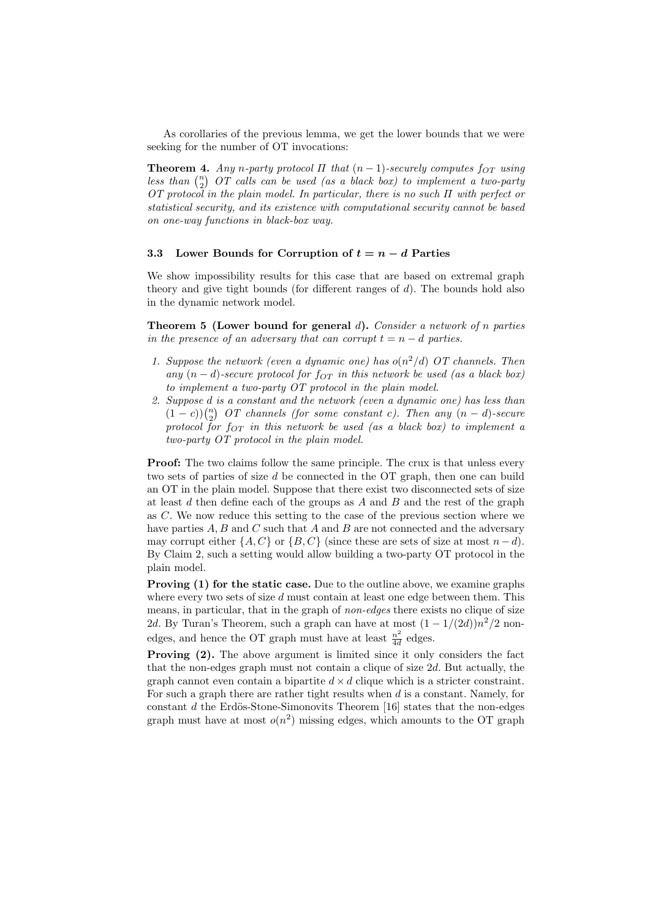As corollaries of the previous lemma, we get the lower bounds that we were seeking for the number of OT invocations:

**Theorem 4.** *Any $n$-party protocol $\Pi$ that $(n-1)$-securely computes $f_{OT}$ using less than $\binom{n}{2}$ OT calls can be used (as a black box) to implement a two-party OT protocol in the plain model. In particular, there is no such $\Pi$ with perfect or statistical security, and its existence with computational security cannot be based on one-way functions in black-box way.*

### 3.3 Lower Bounds for Corruption of $t = n - d$ Parties

We show impossibility results for this case that are based on extremal graph theory and give tight bounds (for different ranges of $d$). The bounds hold also in the dynamic network model.

**Theorem 5 (Lower bound for general $d$).** *Consider a network of $n$ parties in the presence of an adversary that can corrupt $t = n - d$ parties.*

1. *Suppose the network (even a dynamic one) has $o(n^2/d)$ OT channels. Then any $(n-d)$-secure protocol for $f_{OT}$ in this network be used (as a black box) to implement a two-party OT protocol in the plain model.*
2. *Suppose $d$ is a constant and the network (even a dynamic one) has less than $(1-c))\binom{n}{2}$ OT channels (for some constant $c$). Then any $(n-d)$-secure protocol for $f_{OT}$ in this network be used (as a black box) to implement a two-party OT protocol in the plain model.*

**Proof:** The two claims follow the same principle. The crux is that unless every two sets of parties of size $d$ be connected in the OT graph, then one can build an OT in the plain model. Suppose that there exist two disconnected sets of size at least $d$ then define each of the groups as $A$ and $B$ and the rest of the graph as $C$. We now reduce this setting to the case of the previous section where we have parties $A, B$ and $C$ such that $A$ and $B$ are not connected and the adversary may corrupt either $\{A, C\}$ or $\{B, C\}$ (since these are sets of size at most $n - d$). By Claim 2, such a setting would allow building a two-party OT protocol in the plain model.

**Proving (1) for the static case.** Due to the outline above, we examine graphs where every two sets of size $d$ must contain at least one edge between them. This means, in particular, that in the graph of *non-edges* there exists no clique of size $2d$. By Turan's Theorem, such a graph can have at most $(1 - 1/(2d))n^2/2$ non-edges, and hence the OT graph must have at least $\frac{n^2}{4d}$ edges.

**Proving (2).** The above argument is limited since it only considers the fact that the non-edges graph must not contain a clique of size $2d$. But actually, the graph cannot even contain a bipartite $d \times d$ clique which is a stricter constraint. For such a graph there are rather tight results when $d$ is a constant. Namely, for constant $d$ the Erdös-Stone-Simonovits Theorem [16] states that the non-edges graph must have at most $o(n^2)$ missing edges, which amounts to the OT graph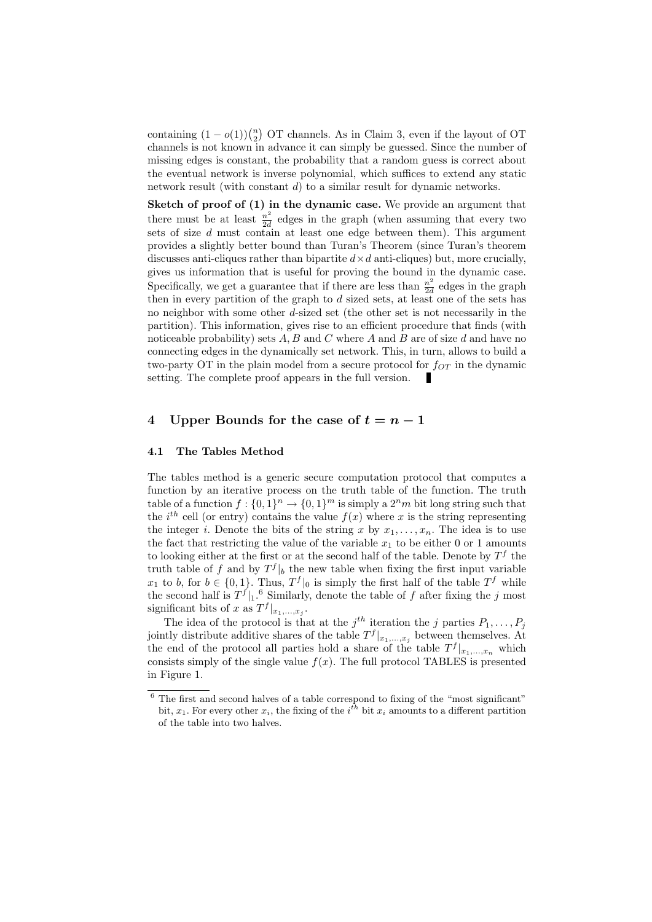containing $(1-o(1))\binom{n}{2}$ OT channels. As in Claim 3, even if the layout of OT channels is not known in advance it can simply be guessed. Since the number of missing edges is constant, the probability that a random guess is correct about the eventual network is inverse polynomial, which suffices to extend any static network result (with constant $d$) to a similar result for dynamic networks.

**Sketch of proof of (1) in the dynamic case.** We provide an argument that there must be at least $\frac{n^2}{2d}$ edges in the graph (when assuming that every two sets of size $d$ must contain at least one edge between them). This argument provides a slightly better bound than Turan's Theorem (since Turan's theorem discusses anti-cliques rather than bipartite $d \times d$ anti-cliques) but, more crucially, gives us information that is useful for proving the bound in the dynamic case. Specifically, we get a guarantee that if there are less than $\frac{n^2}{2d}$ edges in the graph then in every partition of the graph to $d$ sized sets, at least one of the sets has no neighbor with some other $d$-sized set (the other set is not necessarily in the partition). This information, gives rise to an efficient procedure that finds (with noticeable probability) sets $A$, $B$ and $C$ where $A$ and $B$ are of size $d$ and have no connecting edges in the dynamically set network. This, in turn, allows to build a two-party OT in the plain model from a secure protocol for $f_{OT}$ in the dynamic setting. The complete proof appears in the full version. ∎

## 4 Upper Bounds for the case of $t = n - 1$

### 4.1 The Tables Method

The tables method is a generic secure computation protocol that computes a function by an iterative process on the truth table of the function. The truth table of a function $f : \{0,1\}^n \to \{0,1\}^m$ is simply a $2^n m$ bit long string such that the $i^{th}$ cell (or entry) contains the value $f(x)$ where $x$ is the string representing the integer $i$. Denote the bits of the string $x$ by $x_1, \ldots, x_n$. The idea is to use the fact that restricting the value of the variable $x_1$ to be either 0 or 1 amounts to looking either at the first or at the second half of the table. Denote by $T^f$ the truth table of $f$ and by $T^f|_b$ the new table when fixing the first input variable $x_1$ to $b$, for $b \in \{0,1\}$. Thus, $T^f|_0$ is simply the first half of the table $T^f$ while the second half is $T^f|_1$.[6] Similarly, denote the table of $f$ after fixing the $j$ most significant bits of $x$ as $T^f|_{x_1,\ldots,x_j}$.

The idea of the protocol is that at the $j^{th}$ iteration the $j$ parties $P_1, \ldots, P_j$ jointly distribute additive shares of the table $T^f|_{x_1,\ldots,x_j}$ between themselves. At the end of the protocol all parties hold a share of the table $T^f|_{x_1,\ldots,x_n}$ which consists simply of the single value $f(x)$. The full protocol TABLES is presented in Figure 1.

[6] The first and second halves of a table correspond to fixing of the "most significant" bit, $x_1$. For every other $x_i$, the fixing of the $i^{th}$ bit $x_i$ amounts to a different partition of the table into two halves.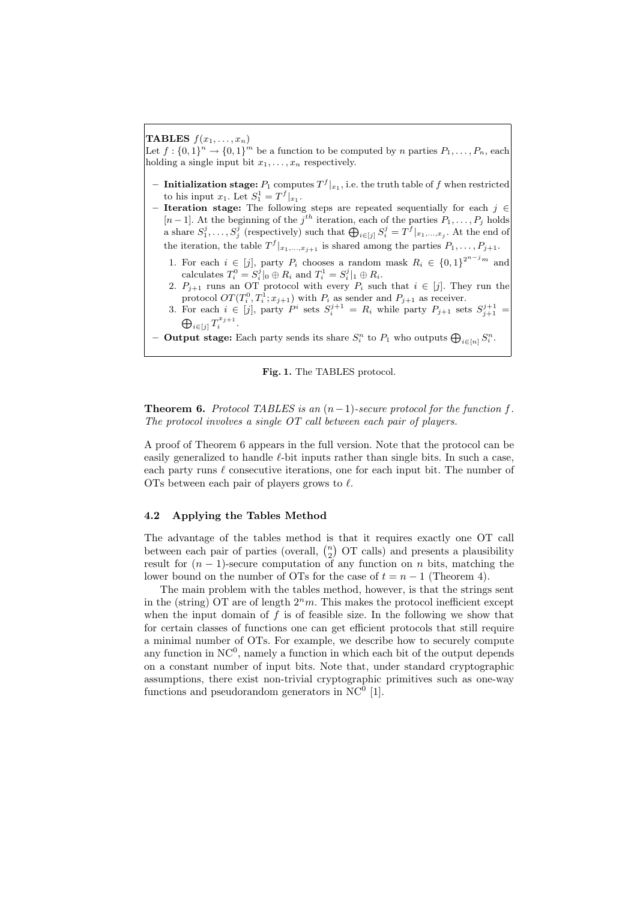**TABLES** $f(x_1, \ldots, x_n)$

Let $f : \{0,1\}^n \to \{0,1\}^m$ be a function to be computed by $n$ parties $P_1, \ldots, P_n$, each holding a single input bit $x_1, \ldots, x_n$ respectively.

- **Initialization stage:** $P_1$ computes $T^f|_{x_1}$, i.e. the truth table of $f$ when restricted to his input $x_1$. Let $S_1^1 = T^f|_{x_1}$.
- **Iteration stage:** The following steps are repeated sequentially for each $j \in [n-1]$. At the beginning of the $j^{th}$ iteration, each of the parties $P_1, \ldots, P_j$ holds a share $S_1^j, \ldots, S_j^j$ (respectively) such that $\bigoplus_{i \in [j]} S_i^j = T^f|_{x_1,\ldots,x_j}$. At the end of the iteration, the table $T^f|_{x_1,\ldots,x_{j+1}}$ is shared among the parties $P_1, \ldots, P_{j+1}$.
  1. For each $i \in [j]$, party $P_i$ chooses a random mask $R_i \in \{0,1\}^{2^{n-j}m}$ and calculates $T_i^0 = S_i^j|_0 \oplus R_i$ and $T_i^1 = S_i^j|_1 \oplus R_i$.
  2. $P_{j+1}$ runs an OT protocol with every $P_i$ such that $i \in [j]$. They run the protocol $OT(T_i^0, T_i^1; x_{j+1})$ with $P_i$ as sender and $P_{j+1}$ as receiver.
  3. For each $i \in [j]$, party $P^i$ sets $S_i^{j+1} = R_i$ while party $P_{j+1}$ sets $S_{j+1}^{j+1} = \bigoplus_{i \in [j]} T_i^{x_{j+1}}$.
- **Output stage:** Each party sends its share $S_i^n$ to $P_1$ who outputs $\bigoplus_{i \in [n]} S_i^n$.

**Fig. 1.** The TABLES protocol.

**Theorem 6.** *Protocol TABLES is an $(n-1)$-secure protocol for the function $f$. The protocol involves a single OT call between each pair of players.*

A proof of Theorem 6 appears in the full version. Note that the protocol can be easily generalized to handle $\ell$-bit inputs rather than single bits. In such a case, each party runs $\ell$ consecutive iterations, one for each input bit. The number of OTs between each pair of players grows to $\ell$.

### 4.2 Applying the Tables Method

The advantage of the tables method is that it requires exactly one OT call between each pair of parties (overall, $\binom{n}{2}$ OT calls) and presents a plausibility result for $(n-1)$-secure computation of any function on $n$ bits, matching the lower bound on the number of OTs for the case of $t = n-1$ (Theorem 4).

The main problem with the tables method, however, is that the strings sent in the (string) OT are of length $2^n m$. This makes the protocol inefficient except when the input domain of $f$ is of feasible size. In the following we show that for certain classes of functions one can get efficient protocols that still require a minimal number of OTs. For example, we describe how to securely compute any function in $\mathrm{NC}^0$, namely a function in which each bit of the output depends on a constant number of input bits. Note that, under standard cryptographic assumptions, there exist non-trivial cryptographic primitives such as one-way functions and pseudorandom generators in $\mathrm{NC}^0$ [1].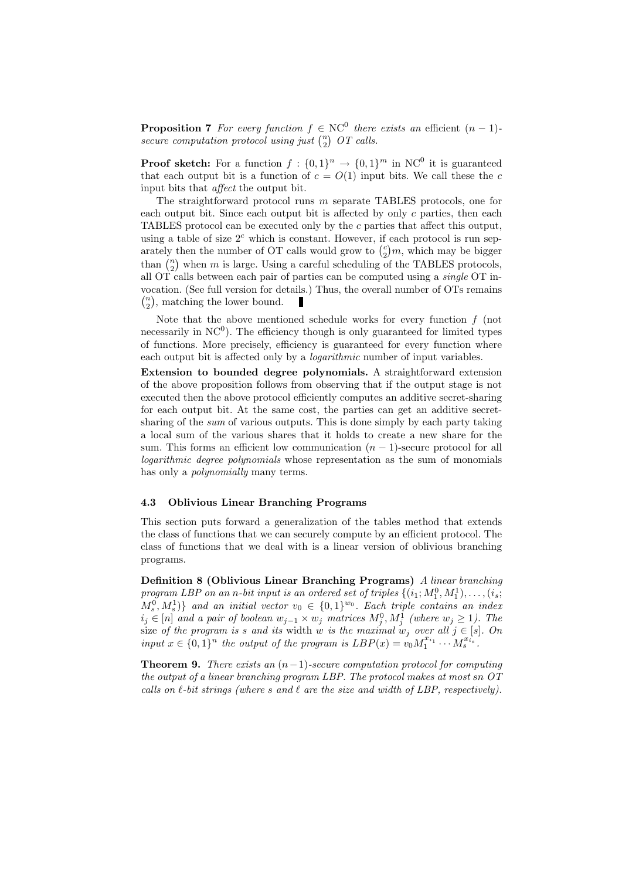**Proposition 7** *For every function $f \in \mathrm{NC}^0$ there exists an* efficient *$(n-1)$-secure computation protocol using just $\binom{n}{2}$ OT calls.*

**Proof sketch:** For a function $f : \{0,1\}^n \to \{0,1\}^m$ in $\mathrm{NC}^0$ it is guaranteed that each output bit is a function of $c = O(1)$ input bits. We call these the $c$ input bits that *affect* the output bit.

The straightforward protocol runs $m$ separate TABLES protocols, one for each output bit. Since each output bit is affected by only $c$ parties, then each TABLES protocol can be executed only by the $c$ parties that affect this output, using a table of size $2^c$ which is constant. However, if each protocol is run separately then the number of OT calls would grow to $\binom{c}{2}m$, which may be bigger than $\binom{n}{2}$ when $m$ is large. Using a careful scheduling of the TABLES protocols, all OT calls between each pair of parties can be computed using a *single* OT invocation. (See full version for details.) Thus, the overall number of OTs remains $\binom{n}{2}$, matching the lower bound. ∎

Note that the above mentioned schedule works for every function $f$ (not necessarily in $\mathrm{NC}^0$). The efficiency though is only guaranteed for limited types of functions. More precisely, efficiency is guaranteed for every function where each output bit is affected only by a *logarithmic* number of input variables.

**Extension to bounded degree polynomials.** A straightforward extension of the above proposition follows from observing that if the output stage is not executed then the above protocol efficiently computes an additive secret-sharing for each output bit. At the same cost, the parties can get an additive secret-sharing of the *sum* of various outputs. This is done simply by each party taking a local sum of the various shares that it holds to create a new share for the sum. This forms an efficient low communication $(n-1)$-secure protocol for all *logarithmic degree polynomials* whose representation as the sum of monomials has only a *polynomially* many terms.

### 4.3 Oblivious Linear Branching Programs

This section puts forward a generalization of the tables method that extends the class of functions that we can securely compute by an efficient protocol. The class of functions that we deal with is a linear version of oblivious branching programs.

**Definition 8 (Oblivious Linear Branching Programs)** *A linear branching program LBP on an $n$-bit input is an ordered set of triples $\{(i_1; M_1^0, M_1^1), \ldots, (i_s; M_s^0, M_s^1)\}$ and an initial vector $v_0 \in \{0,1\}^{w_0}$. Each triple contains an index $i_j \in [n]$ and a pair of boolean $w_{j-1} \times w_j$ matrices $M_j^0, M_j^1$ (where $w_j \geq 1$). The* size *of the program is $s$ and its* width *$w$ is the maximal $w_j$ over all $j \in [s]$. On input $x \in \{0,1\}^n$ the output of the program is $LBP(x) = v_0 M_1^{x_{i_1}} \cdots M_s^{x_{i_s}}$.*

**Theorem 9.** *There exists an $(n-1)$-secure computation protocol for computing the output of a linear branching program LBP. The protocol makes at most $sn$ OT calls on $\ell$-bit strings (where $s$ and $\ell$ are the size and width of LBP, respectively).*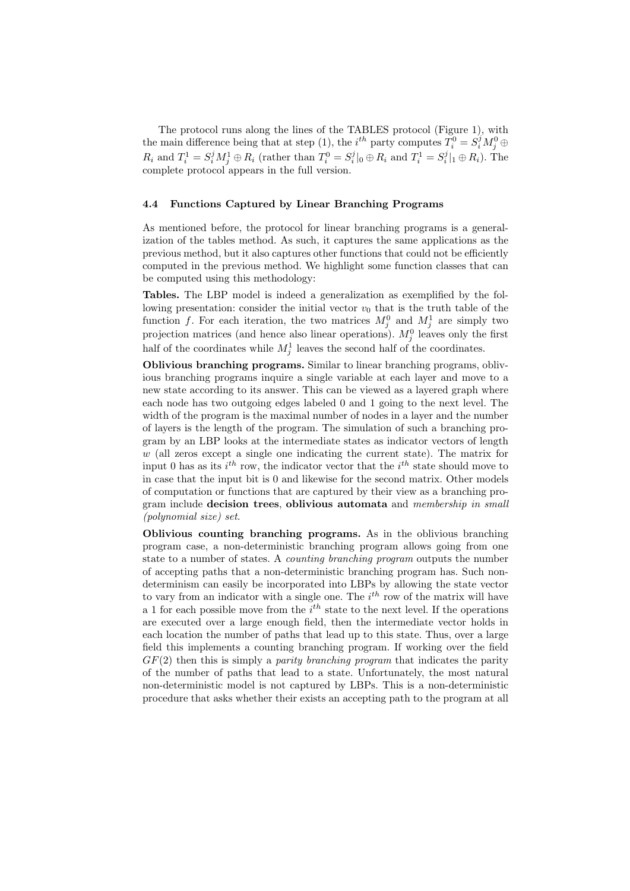The protocol runs along the lines of the TABLES protocol (Figure 1), with the main difference being that at step (1), the $i^{th}$ party computes $T_i^0 = S_i^j M_j^0 \oplus R_i$ and $T_i^1 = S_i^j M_j^1 \oplus R_i$ (rather than $T_i^0 = S_i^j|_0 \oplus R_i$ and $T_i^1 = S_i^j|_1 \oplus R_i$). The complete protocol appears in the full version.

### 4.4 Functions Captured by Linear Branching Programs

As mentioned before, the protocol for linear branching programs is a generalization of the tables method. As such, it captures the same applications as the previous method, but it also captures other functions that could not be efficiently computed in the previous method. We highlight some function classes that can be computed using this methodology:

**Tables.** The LBP model is indeed a generalization as exemplified by the following presentation: consider the initial vector $v_0$ that is the truth table of the function $f$. For each iteration, the two matrices $M_j^0$ and $M_j^1$ are simply two projection matrices (and hence also linear operations). $M_j^0$ leaves only the first half of the coordinates while $M_j^1$ leaves the second half of the coordinates.

**Oblivious branching programs.** Similar to linear branching programs, oblivious branching programs inquire a single variable at each layer and move to a new state according to its answer. This can be viewed as a layered graph where each node has two outgoing edges labeled 0 and 1 going to the next level. The width of the program is the maximal number of nodes in a layer and the number of layers is the length of the program. The simulation of such a branching program by an LBP looks at the intermediate states as indicator vectors of length $w$ (all zeros except a single one indicating the current state). The matrix for input 0 has as its $i^{th}$ row, the indicator vector that the $i^{th}$ state should move to in case that the input bit is 0 and likewise for the second matrix. Other models of computation or functions that are captured by their view as a branching program include **decision trees**, **oblivious automata** and *membership in small (polynomial size) set*.

**Oblivious counting branching programs.** As in the oblivious branching program case, a non-deterministic branching program allows going from one state to a number of states. A *counting branching program* outputs the number of accepting paths that a non-deterministic branching program has. Such non-determinism can easily be incorporated into LBPs by allowing the state vector to vary from an indicator with a single one. The $i^{th}$ row of the matrix will have a 1 for each possible move from the $i^{th}$ state to the next level. If the operations are executed over a large enough field, then the intermediate vector holds in each location the number of paths that lead up to this state. Thus, over a large field this implements a counting branching program. If working over the field $GF(2)$ then this is simply a *parity branching program* that indicates the parity of the number of paths that lead to a state. Unfortunately, the most natural non-deterministic model is not captured by LBPs. This is a non-deterministic procedure that asks whether their exists an accepting path to the program at all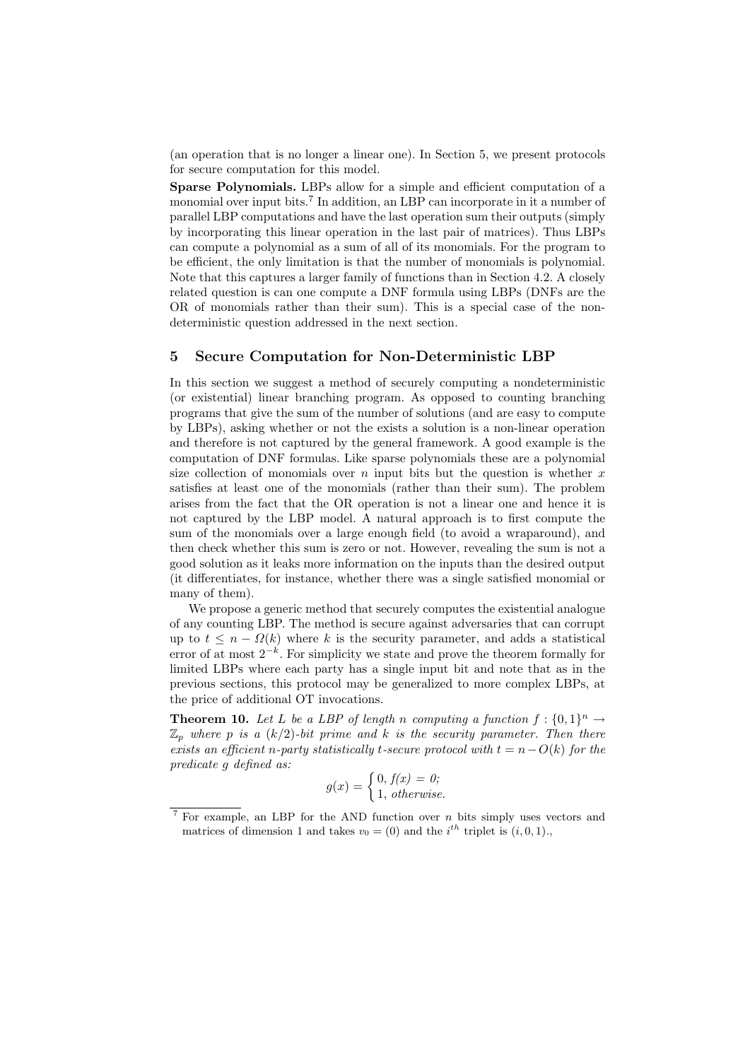(an operation that is no longer a linear one). In Section 5, we present protocols for secure computation for this model.

**Sparse Polynomials.** LBPs allow for a simple and efficient computation of a monomial over input bits.[7] In addition, an LBP can incorporate in it a number of parallel LBP computations and have the last operation sum their outputs (simply by incorporating this linear operation in the last pair of matrices). Thus LBPs can compute a polynomial as a sum of all of its monomials. For the program to be efficient, the only limitation is that the number of monomials is polynomial. Note that this captures a larger family of functions than in Section 4.2. A closely related question is can one compute a DNF formula using LBPs (DNFs are the OR of monomials rather than their sum). This is a special case of the non-deterministic question addressed in the next section.

## 5 Secure Computation for Non-Deterministic LBP

In this section we suggest a method of securely computing a nondeterministic (or existential) linear branching program. As opposed to counting branching programs that give the sum of the number of solutions (and are easy to compute by LBPs), asking whether or not the exists a solution is a non-linear operation and therefore is not captured by the general framework. A good example is the computation of DNF formulas. Like sparse polynomials these are a polynomial size collection of monomials over $n$ input bits but the question is whether $x$ satisfies at least one of the monomials (rather than their sum). The problem arises from the fact that the OR operation is not a linear one and hence it is not captured by the LBP model. A natural approach is to first compute the sum of the monomials over a large enough field (to avoid a wraparound), and then check whether this sum is zero or not. However, revealing the sum is not a good solution as it leaks more information on the inputs than the desired output (it differentiates, for instance, whether there was a single satisfied monomial or many of them).

We propose a generic method that securely computes the existential analogue of any counting LBP. The method is secure against adversaries that can corrupt up to $t \leq n - \Omega(k)$ where $k$ is the security parameter, and adds a statistical error of at most $2^{-k}$. For simplicity we state and prove the theorem formally for limited LBPs where each party has a single input bit and note that as in the previous sections, this protocol may be generalized to more complex LBPs, at the price of additional OT invocations.

**Theorem 10.** *Let $L$ be a LBP of length $n$ computing a function $f : \{0,1\}^n \to \mathbb{Z}_p$ where $p$ is a $(k/2)$-bit prime and $k$ is the security parameter. Then there exists an efficient $n$-party statistically $t$-secure protocol with $t = n - O(k)$ for the predicate $g$ defined as:*

$$g(x) = \begin{cases} 0, & f(x) = 0; \\ 1, & \text{otherwise.} \end{cases}$$

[7] For example, an LBP for the AND function over $n$ bits simply uses vectors and matrices of dimension 1 and takes $v_0 = (0)$ and the $i^{th}$ triplet is $(i, 0, 1)$.,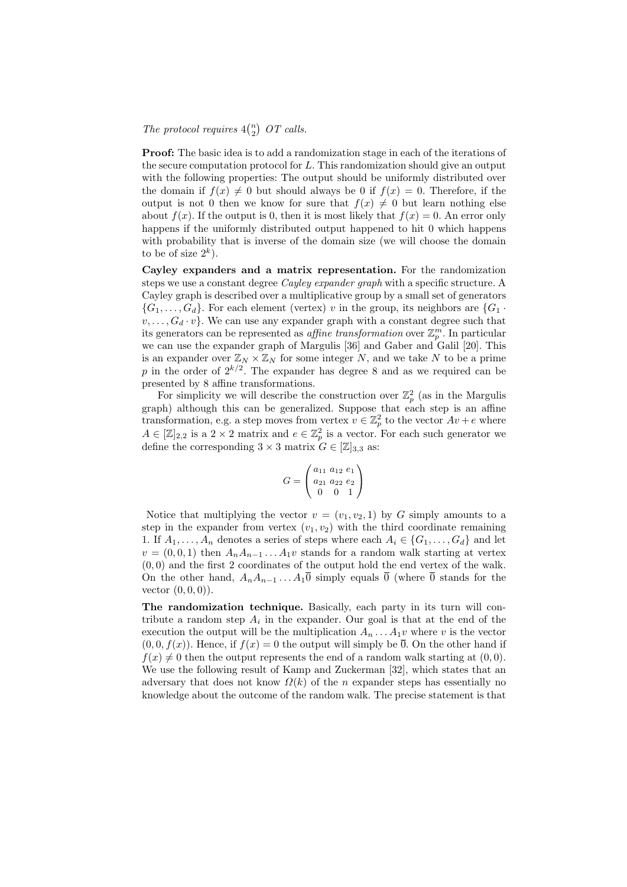*The protocol requires $4\binom{n}{2}$ OT calls.*

**Proof:** The basic idea is to add a randomization stage in each of the iterations of the secure computation protocol for $L$. This randomization should give an output with the following properties: The output should be uniformly distributed over the domain if $f(x) \neq 0$ but should always be 0 if $f(x) = 0$. Therefore, if the output is not 0 then we know for sure that $f(x) \neq 0$ but learn nothing else about $f(x)$. If the output is 0, then it is most likely that $f(x) = 0$. An error only happens if the uniformly distributed output happened to hit 0 which happens with probability that is inverse of the domain size (we will choose the domain to be of size $2^k$).

**Cayley expanders and a matrix representation.** For the randomization steps we use a constant degree *Cayley expander graph* with a specific structure. A Cayley graph is described over a multiplicative group by a small set of generators $\{G_1, \ldots, G_d\}$. For each element (vertex) $v$ in the group, its neighbors are $\{G_1 \cdot v, \ldots, G_d \cdot v\}$. We can use any expander graph with a constant degree such that its generators can be represented as *affine transformation* over $\mathbb{Z}_p^m$. In particular we can use the expander graph of Margulis [36] and Gaber and Galil [20]. This is an expander over $\mathbb{Z}_N \times \mathbb{Z}_N$ for some integer $N$, and we take $N$ to be a prime $p$ in the order of $2^{k/2}$. The expander has degree 8 and as we required can be presented by 8 affine transformations.

For simplicity we will describe the construction over $\mathbb{Z}_p^2$ (as in the Margulis graph) although this can be generalized. Suppose that each step is an affine transformation, e.g. a step moves from vertex $v \in \mathbb{Z}_p^2$ to the vector $Av + e$ where $A \in [\mathbb{Z}]_{2,2}$ is a $2 \times 2$ matrix and $e \in \mathbb{Z}_p^2$ is a vector. For each such generator we define the corresponding $3 \times 3$ matrix $G \in [\mathbb{Z}]_{3,3}$ as:

$$G = \begin{pmatrix} a_{11} & a_{12} & e_1 \\ a_{21} & a_{22} & e_2 \\ 0 & 0 & 1 \end{pmatrix}$$

Notice that multiplying the vector $v = (v_1, v_2, 1)$ by $G$ simply amounts to a step in the expander from vertex $(v_1, v_2)$ with the third coordinate remaining 1. If $A_1, \ldots, A_n$ denotes a series of steps where each $A_i \in \{G_1, \ldots, G_d\}$ and let $v = (0, 0, 1)$ then $A_n A_{n-1} \ldots A_1 v$ stands for a random walk starting at vertex $(0, 0)$ and the first 2 coordinates of the output hold the end vertex of the walk. On the other hand, $A_n A_{n-1} \ldots A_1 \overline{0}$ simply equals $\overline{0}$ (where $\overline{0}$ stands for the vector $(0, 0, 0)$).

**The randomization technique.** Basically, each party in its turn will contribute a random step $A_i$ in the expander. Our goal is that at the end of the execution the output will be the multiplication $A_n \ldots A_1 v$ where $v$ is the vector $(0, 0, f(x))$. Hence, if $f(x) = 0$ the output will simply be $\overline{0}$. On the other hand if $f(x) \neq 0$ then the output represents the end of a random walk starting at $(0, 0)$. We use the following result of Kamp and Zuckerman [32], which states that an adversary that does not know $\Omega(k)$ of the $n$ expander steps has essentially no knowledge about the outcome of the random walk. The precise statement is that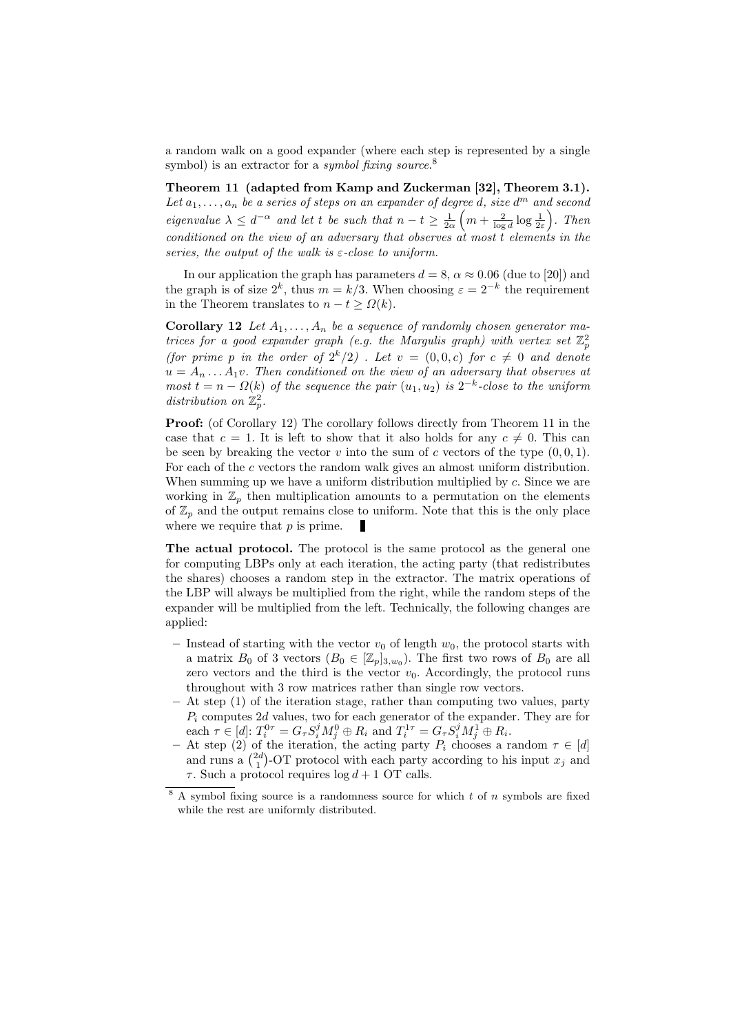a random walk on a good expander (where each step is represented by a single symbol) is an extractor for a *symbol fixing source*.[8]

**Theorem 11 (adapted from Kamp and Zuckerman [32], Theorem 3.1).** *Let $a_1, \ldots, a_n$ be a series of steps on an expander of degree $d$, size $d^m$ and second eigenvalue $\lambda \leq d^{-\alpha}$ and let $t$ be such that $n - t \geq \frac{1}{2\alpha}\left(m + \frac{2}{\log d}\log\frac{1}{2\varepsilon}\right)$. Then conditioned on the view of an adversary that observes at most $t$ elements in the series, the output of the walk is $\varepsilon$-close to uniform.*

In our application the graph has parameters $d = 8$, $\alpha \approx 0.06$ (due to [20]) and the graph is of size $2^k$, thus $m = k/3$. When choosing $\varepsilon = 2^{-k}$ the requirement in the Theorem translates to $n - t \geq \Omega(k)$.

**Corollary 12** *Let $A_1, \ldots, A_n$ be a sequence of randomly chosen generator matrices for a good expander graph (e.g. the Margulis graph) with vertex set $\mathbb{Z}_p^2$ (for prime $p$ in the order of $2^k/2$) . Let $v = (0, 0, c)$ for $c \neq 0$ and denote $u = A_n \ldots A_1 v$. Then conditioned on the view of an adversary that observes at most $t = n - \Omega(k)$ of the sequence the pair $(u_1, u_2)$ is $2^{-k}$-close to the uniform distribution on $\mathbb{Z}_p^2$.*

**Proof:** (of Corollary 12) The corollary follows directly from Theorem 11 in the case that $c = 1$. It is left to show that it also holds for any $c \neq 0$. This can be seen by breaking the vector $v$ into the sum of $c$ vectors of the type $(0, 0, 1)$. For each of the $c$ vectors the random walk gives an almost uniform distribution. When summing up we have a uniform distribution multiplied by $c$. Since we are working in $\mathbb{Z}_p$ then multiplication amounts to a permutation on the elements of $\mathbb{Z}_p$ and the output remains close to uniform. Note that this is the only place where we require that $p$ is prime. ∎

**The actual protocol.** The protocol is the same protocol as the general one for computing LBPs only at each iteration, the acting party (that redistributes the shares) chooses a random step in the extractor. The matrix operations of the LBP will always be multiplied from the right, while the random steps of the expander will be multiplied from the left. Technically, the following changes are applied:

- Instead of starting with the vector $v_0$ of length $w_0$, the protocol starts with a matrix $B_0$ of 3 vectors ($B_0 \in [\mathbb{Z}_p]_{3,w_0}$). The first two rows of $B_0$ are all zero vectors and the third is the vector $v_0$. Accordingly, the protocol runs throughout with 3 row matrices rather than single row vectors.
- At step (1) of the iteration stage, rather than computing two values, party $P_i$ computes $2d$ values, two for each generator of the expander. They are for each $\tau \in [d]$: $T_i^{0\tau} = G_\tau S_i^j M_j^0 \oplus R_i$ and $T_i^{1\tau} = G_\tau S_i^j M_j^1 \oplus R_i$.
- At step (2) of the iteration, the acting party $P_i$ chooses a random $\tau \in [d]$ and runs a $\binom{2d}{1}$-OT protocol with each party according to his input $x_j$ and $\tau$. Such a protocol requires $\log d + 1$ OT calls.

[8] A symbol fixing source is a randomness source for which $t$ of $n$ symbols are fixed while the rest are uniformly distributed.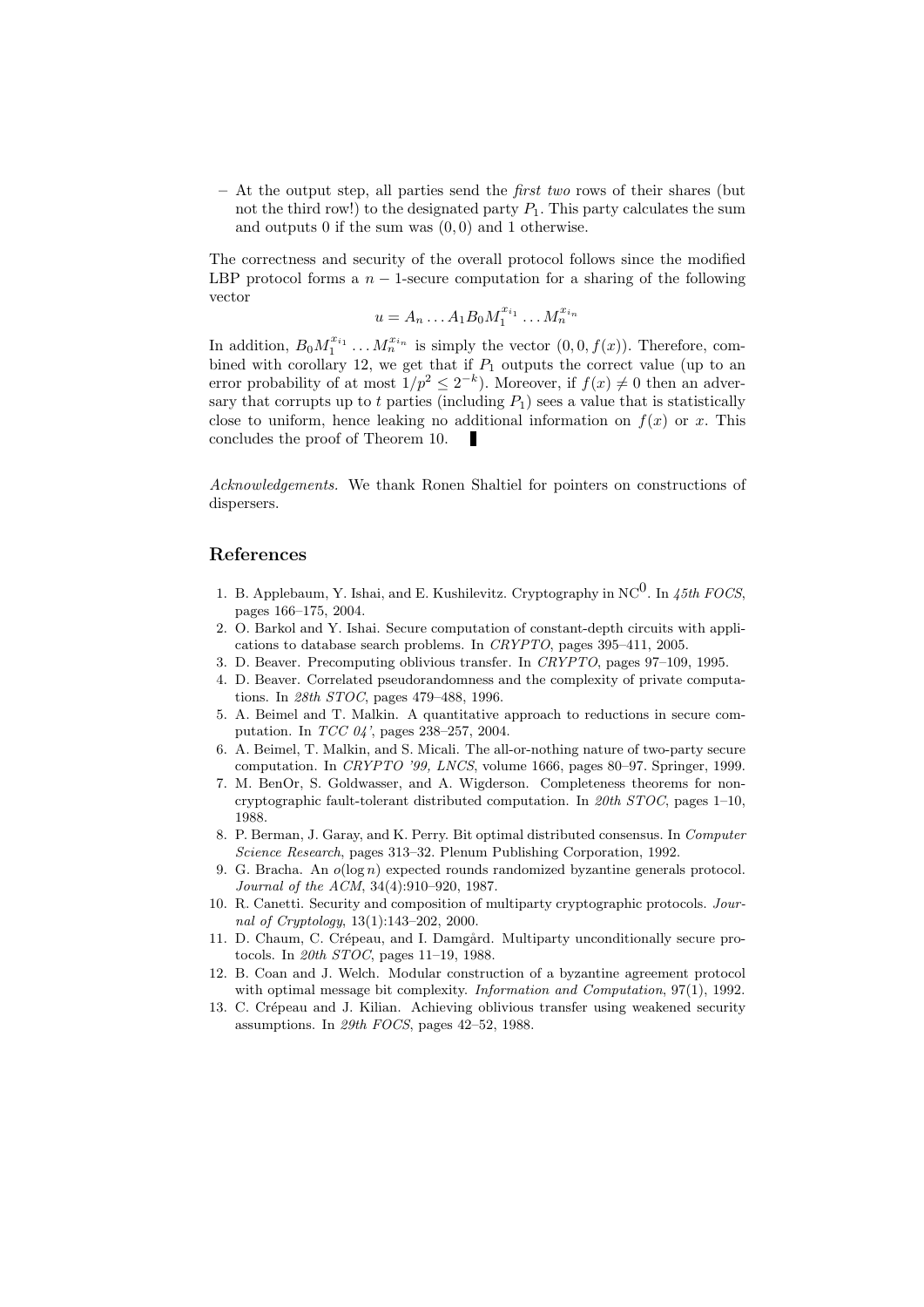– At the output step, all parties send the *first two* rows of their shares (but not the third row!) to the designated party $P_1$. This party calculates the sum and outputs 0 if the sum was $(0, 0)$ and 1 otherwise.

The correctness and security of the overall protocol follows since the modified LBP protocol forms a $n-1$-secure computation for a sharing of the following vector

$$u = A_n \ldots A_1 B_0 M_1^{x_{i_1}} \ldots M_n^{x_{i_n}}$$

In addition, $B_0 M_1^{x_{i_1}} \ldots M_n^{x_{i_n}}$ is simply the vector $(0, 0, f(x))$. Therefore, combined with corollary 12, we get that if $P_1$ outputs the correct value (up to an error probability of at most $1/p^2 \leq 2^{-k}$). Moreover, if $f(x) \neq 0$ then an adversary that corrupts up to $t$ parties (including $P_1$) sees a value that is statistically close to uniform, hence leaking no additional information on $f(x)$ or $x$. This concludes the proof of Theorem 10. ∎

*Acknowledgements.* We thank Ronen Shaltiel for pointers on constructions of dispersers.

## References

1. B. Applebaum, Y. Ishai, and E. Kushilevitz. Cryptography in $\mathrm{NC}^0$. In *45th FOCS*, pages 166–175, 2004.
2. O. Barkol and Y. Ishai. Secure computation of constant-depth circuits with applications to database search problems. In *CRYPTO*, pages 395–411, 2005.
3. D. Beaver. Precomputing oblivious transfer. In *CRYPTO*, pages 97–109, 1995.
4. D. Beaver. Correlated pseudorandomness and the complexity of private computations. In *28th STOC*, pages 479–488, 1996.
5. A. Beimel and T. Malkin. A quantitative approach to reductions in secure computation. In *TCC 04'*, pages 238–257, 2004.
6. A. Beimel, T. Malkin, and S. Micali. The all-or-nothing nature of two-party secure computation. In *CRYPTO '99, LNCS*, volume 1666, pages 80–97. Springer, 1999.
7. M. BenOr, S. Goldwasser, and A. Wigderson. Completeness theorems for non-cryptographic fault-tolerant distributed computation. In *20th STOC*, pages 1–10, 1988.
8. P. Berman, J. Garay, and K. Perry. Bit optimal distributed consensus. In *Computer Science Research*, pages 313–32. Plenum Publishing Corporation, 1992.
9. G. Bracha. An $o(\log n)$ expected rounds randomized byzantine generals protocol. *Journal of the ACM*, 34(4):910–920, 1987.
10. R. Canetti. Security and composition of multiparty cryptographic protocols. *Journal of Cryptology*, 13(1):143–202, 2000.
11. D. Chaum, C. Crépeau, and I. Damgård. Multiparty unconditionally secure protocols. In *20th STOC*, pages 11–19, 1988.
12. B. Coan and J. Welch. Modular construction of a byzantine agreement protocol with optimal message bit complexity. *Information and Computation*, 97(1), 1992.
13. C. Crépeau and J. Kilian. Achieving oblivious transfer using weakened security assumptions. In *29th FOCS*, pages 42–52, 1988.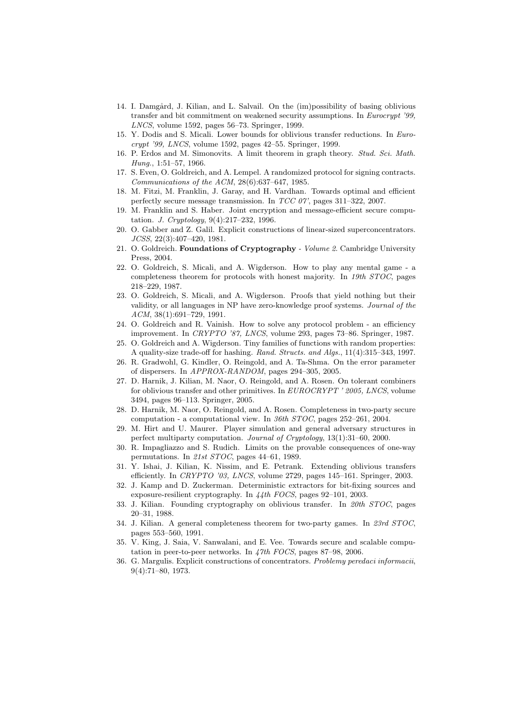14. I. Damgård, J. Kilian, and L. Salvail. On the (im)possibility of basing oblivious transfer and bit commitment on weakened security assumptions. In *Eurocrypt '99, LNCS*, volume 1592, pages 56–73. Springer, 1999.
15. Y. Dodis and S. Micali. Lower bounds for oblivious transfer reductions. In *Eurocrypt '99, LNCS*, volume 1592, pages 42–55. Springer, 1999.
16. P. Erdos and M. Simonovits. A limit theorem in graph theory. *Stud. Sci. Math. Hung.*, 1:51–57, 1966.
17. S. Even, O. Goldreich, and A. Lempel. A randomized protocol for signing contracts. *Communications of the ACM*, 28(6):637–647, 1985.
18. M. Fitzi, M. Franklin, J. Garay, and H. Vardhan. Towards optimal and efficient perfectly secure message transmission. In *TCC 07'*, pages 311–322, 2007.
19. M. Franklin and S. Haber. Joint encryption and message-efficient secure computation. *J. Cryptology*, 9(4):217–232, 1996.
20. O. Gabber and Z. Galil. Explicit constructions of linear-sized superconcentrators. *JCSS*, 22(3):407–420, 1981.
21. O. Goldreich. **Foundations of Cryptography** - *Volume 2*. Cambridge University Press, 2004.
22. O. Goldreich, S. Micali, and A. Wigderson. How to play any mental game - a completeness theorem for protocols with honest majority. In *19th STOC*, pages 218–229, 1987.
23. O. Goldreich, S. Micali, and A. Wigderson. Proofs that yield nothing but their validity, or all languages in NP have zero-knowledge proof systems. *Journal of the ACM*, 38(1):691–729, 1991.
24. O. Goldreich and R. Vainish. How to solve any protocol problem - an efficiency improvement. In *CRYPTO '87, LNCS*, volume 293, pages 73–86. Springer, 1987.
25. O. Goldreich and A. Wigderson. Tiny families of functions with random properties: A quality-size trade-off for hashing. *Rand. Structs. and Algs.*, 11(4):315–343, 1997.
26. R. Gradwohl, G. Kindler, O. Reingold, and A. Ta-Shma. On the error parameter of dispersers. In *APPROX-RANDOM*, pages 294–305, 2005.
27. D. Harnik, J. Kilian, M. Naor, O. Reingold, and A. Rosen. On tolerant combiners for oblivious transfer and other primitives. In *EUROCRYPT ' 2005, LNCS*, volume 3494, pages 96–113. Springer, 2005.
28. D. Harnik, M. Naor, O. Reingold, and A. Rosen. Completeness in two-party secure computation - a computational view. In *36th STOC*, pages 252–261, 2004.
29. M. Hirt and U. Maurer. Player simulation and general adversary structures in perfect multiparty computation. *Journal of Cryptology*, 13(1):31–60, 2000.
30. R. Impagliazzo and S. Rudich. Limits on the provable consequences of one-way permutations. In *21st STOC*, pages 44–61, 1989.
31. Y. Ishai, J. Kilian, K. Nissim, and E. Petrank. Extending oblivious transfers efficiently. In *CRYPTO '03, LNCS*, volume 2729, pages 145–161. Springer, 2003.
32. J. Kamp and D. Zuckerman. Deterministic extractors for bit-fixing sources and exposure-resilient cryptography. In *44th FOCS*, pages 92–101, 2003.
33. J. Kilian. Founding cryptography on oblivious transfer. In *20th STOC*, pages 20–31, 1988.
34. J. Kilian. A general completeness theorem for two-party games. In *23rd STOC*, pages 553–560, 1991.
35. V. King, J. Saia, V. Sanwalani, and E. Vee. Towards secure and scalable computation in peer-to-peer networks. In *47th FOCS*, pages 87–98, 2006.
36. G. Margulis. Explicit constructions of concentrators. *Problemy peredaci informacii*, 9(4):71–80, 1973.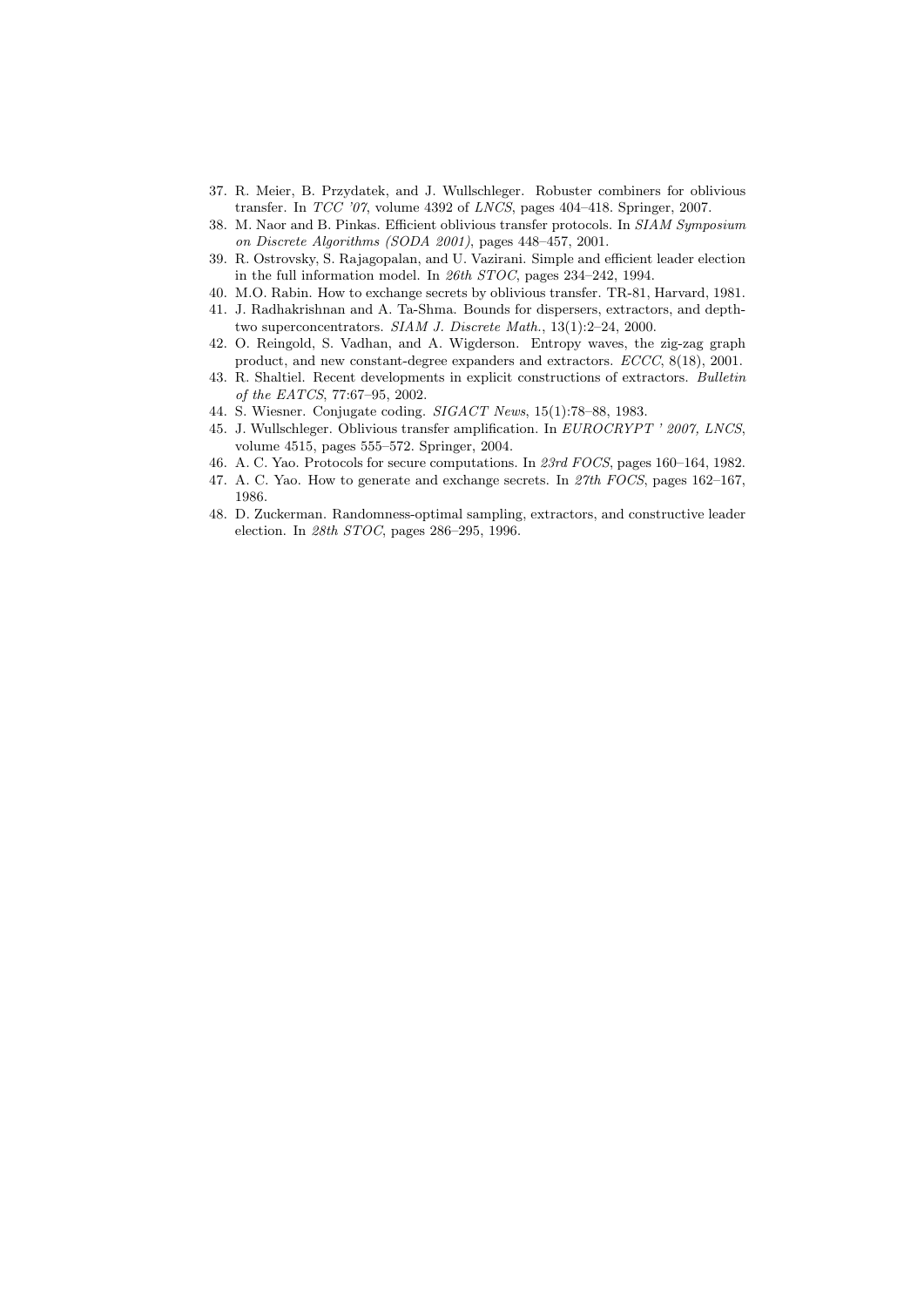37. R. Meier, B. Przydatek, and J. Wullschleger. Robuster combiners for oblivious transfer. In *TCC '07*, volume 4392 of *LNCS*, pages 404–418. Springer, 2007.
38. M. Naor and B. Pinkas. Efficient oblivious transfer protocols. In *SIAM Symposium on Discrete Algorithms (SODA 2001)*, pages 448–457, 2001.
39. R. Ostrovsky, S. Rajagopalan, and U. Vazirani. Simple and efficient leader election in the full information model. In *26th STOC*, pages 234–242, 1994.
40. M.O. Rabin. How to exchange secrets by oblivious transfer. TR-81, Harvard, 1981.
41. J. Radhakrishnan and A. Ta-Shma. Bounds for dispersers, extractors, and depth-two superconcentrators. *SIAM J. Discrete Math.*, 13(1):2–24, 2000.
42. O. Reingold, S. Vadhan, and A. Wigderson. Entropy waves, the zig-zag graph product, and new constant-degree expanders and extractors. *ECCC*, 8(18), 2001.
43. R. Shaltiel. Recent developments in explicit constructions of extractors. *Bulletin of the EATCS*, 77:67–95, 2002.
44. S. Wiesner. Conjugate coding. *SIGACT News*, 15(1):78–88, 1983.
45. J. Wullschleger. Oblivious transfer amplification. In *EUROCRYPT ' 2007, LNCS*, volume 4515, pages 555–572. Springer, 2004.
46. A. C. Yao. Protocols for secure computations. In *23rd FOCS*, pages 160–164, 1982.
47. A. C. Yao. How to generate and exchange secrets. In *27th FOCS*, pages 162–167, 1986.
48. D. Zuckerman. Randomness-optimal sampling, extractors, and constructive leader election. In *28th STOC*, pages 286–295, 1996.